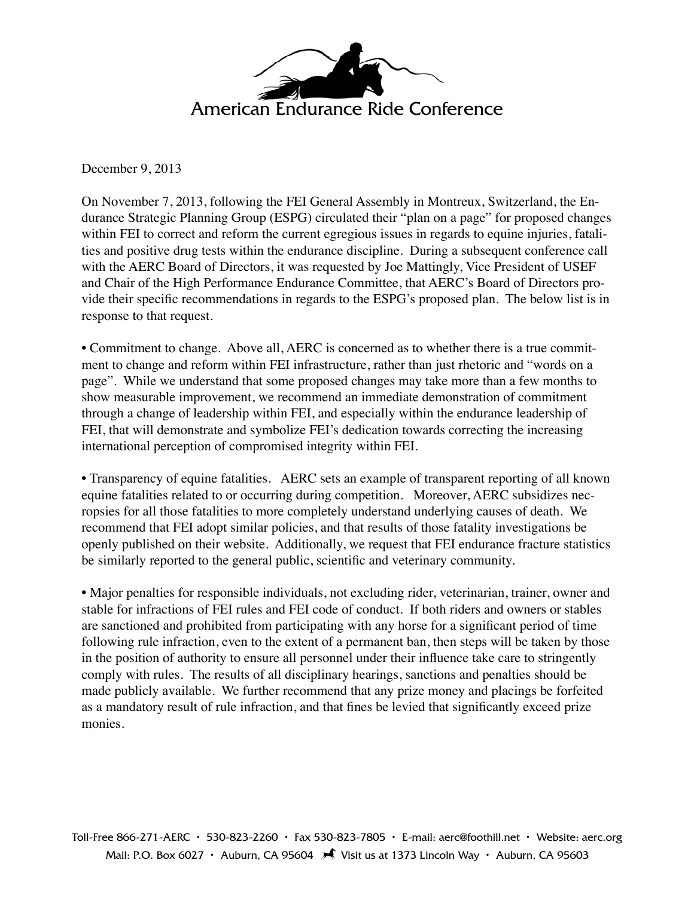# American Endurance Ride Conference

December 9, 2013

On November 7, 2013, following the FEI General Assembly in Montreux, Switzerland, the Endurance Strategic Planning Group (ESPG) circulated their "plan on a page" for proposed changes within FEI to correct and reform the current egregious issues in regards to equine injuries, fatalities and positive drug tests within the endurance discipline. During a subsequent conference call with the AERC Board of Directors, it was requested by Joe Mattingly, Vice President of USEF and Chair of the High Performance Endurance Committee, that AERC's Board of Directors provide their specific recommendations in regards to the ESPG's proposed plan. The below list is in response to that request.

- Commitment to change. Above all, AERC is concerned as to whether there is a true commitment to change and reform within FEI infrastructure, rather than just rhetoric and "words on a page". While we understand that some proposed changes may take more than a few months to show measurable improvement, we recommend an immediate demonstration of commitment through a change of leadership within FEI, and especially within the endurance leadership of FEI, that will demonstrate and symbolize FEI's dedication towards correcting the increasing international perception of compromised integrity within FEI.

- Transparency of equine fatalities. AERC sets an example of transparent reporting of all known equine fatalities related to or occurring during competition. Moreover, AERC subsidizes necropsies for all those fatalities to more completely understand underlying causes of death. We recommend that FEI adopt similar policies, and that results of those fatality investigations be openly published on their website. Additionally, we request that FEI endurance fracture statistics be similarly reported to the general public, scientific and veterinary community.

- Major penalties for responsible individuals, not excluding rider, veterinarian, trainer, owner and stable for infractions of FEI rules and FEI code of conduct. If both riders and owners or stables are sanctioned and prohibited from participating with any horse for a significant period of time following rule infraction, even to the extent of a permanent ban, then steps will be taken by those in the position of authority to ensure all personnel under their influence take care to stringently comply with rules. The results of all disciplinary hearings, sanctions and penalties should be made publicly available. We further recommend that any prize money and placings be forfeited as a mandatory result of rule infraction, and that fines be levied that significantly exceed prize monies.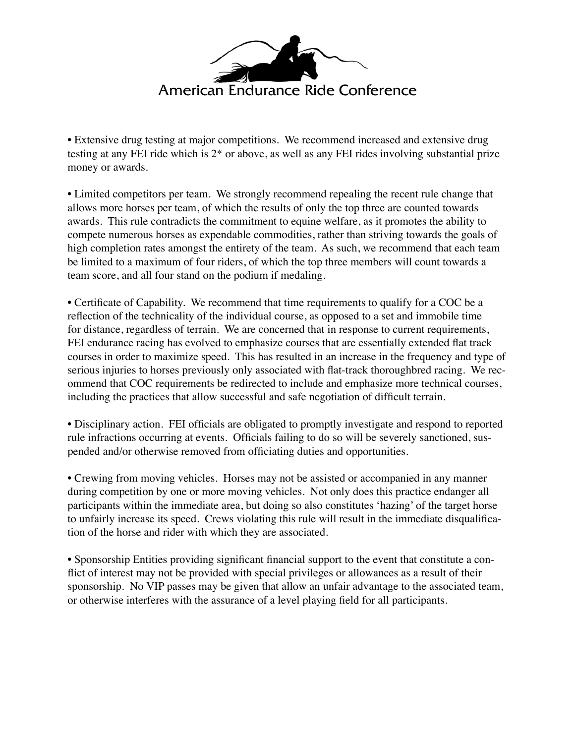American Endurance Ride Conference

• Extensive drug testing at major competitions. We recommend increased and extensive drug testing at any FEI ride which is 2* or above, as well as any FEI rides involving substantial prize money or awards.

• Limited competitors per team. We strongly recommend repealing the recent rule change that allows more horses per team, of which the results of only the top three are counted towards awards. This rule contradicts the commitment to equine welfare, as it promotes the ability to compete numerous horses as expendable commodities, rather than striving towards the goals of high completion rates amongst the entirety of the team. As such, we recommend that each team be limited to a maximum of four riders, of which the top three members will count towards a team score, and all four stand on the podium if medaling.

• Certificate of Capability. We recommend that time requirements to qualify for a COC be a reflection of the technicality of the individual course, as opposed to a set and immobile time for distance, regardless of terrain. We are concerned that in response to current requirements, FEI endurance racing has evolved to emphasize courses that are essentially extended flat track courses in order to maximize speed. This has resulted in an increase in the frequency and type of serious injuries to horses previously only associated with flat-track thoroughbred racing. We recommend that COC requirements be redirected to include and emphasize more technical courses, including the practices that allow successful and safe negotiation of difficult terrain.

• Disciplinary action. FEI officials are obligated to promptly investigate and respond to reported rule infractions occurring at events. Officials failing to do so will be severely sanctioned, suspended and/or otherwise removed from officiating duties and opportunities.

• Crewing from moving vehicles. Horses may not be assisted or accompanied in any manner during competition by one or more moving vehicles. Not only does this practice endanger all participants within the immediate area, but doing so also constitutes 'hazing' of the target horse to unfairly increase its speed. Crews violating this rule will result in the immediate disqualification of the horse and rider with which they are associated.

• Sponsorship Entities providing significant financial support to the event that constitute a conflict of interest may not be provided with special privileges or allowances as a result of their sponsorship. No VIP passes may be given that allow an unfair advantage to the associated team, or otherwise interferes with the assurance of a level playing field for all participants.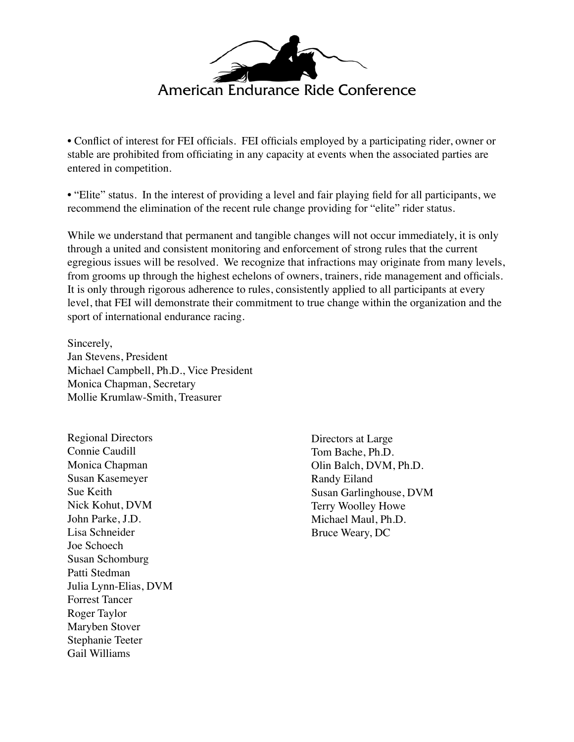American Endurance Ride Conference

• Conflict of interest for FEI officials. FEI officials employed by a participating rider, owner or stable are prohibited from officiating in any capacity at events when the associated parties are entered in competition.

• "Elite" status. In the interest of providing a level and fair playing field for all participants, we recommend the elimination of the recent rule change providing for "elite" rider status.

While we understand that permanent and tangible changes will not occur immediately, it is only through a united and consistent monitoring and enforcement of strong rules that the current egregious issues will be resolved. We recognize that infractions may originate from many levels, from grooms up through the highest echelons of owners, trainers, ride management and officials. It is only through rigorous adherence to rules, consistently applied to all participants at every level, that FEI will demonstrate their commitment to true change within the organization and the sport of international endurance racing.

Sincerely,
Jan Stevens, President
Michael Campbell, Ph.D., Vice President
Monica Chapman, Secretary
Mollie Krumlaw-Smith, Treasurer

Regional Directors
Connie Caudill
Monica Chapman
Susan Kasemeyer
Sue Keith
Nick Kohut, DVM
John Parke, J.D.
Lisa Schneider
Joe Schoech
Susan Schomburg
Patti Stedman
Julia Lynn-Elias, DVM
Forrest Tancer
Roger Taylor
Maryben Stover
Stephanie Teeter
Gail Williams

Directors at Large
Tom Bache, Ph.D.
Olin Balch, DVM, Ph.D.
Randy Eiland
Susan Garlinghouse, DVM
Terry Woolley Howe
Michael Maul, Ph.D.
Bruce Weary, DC